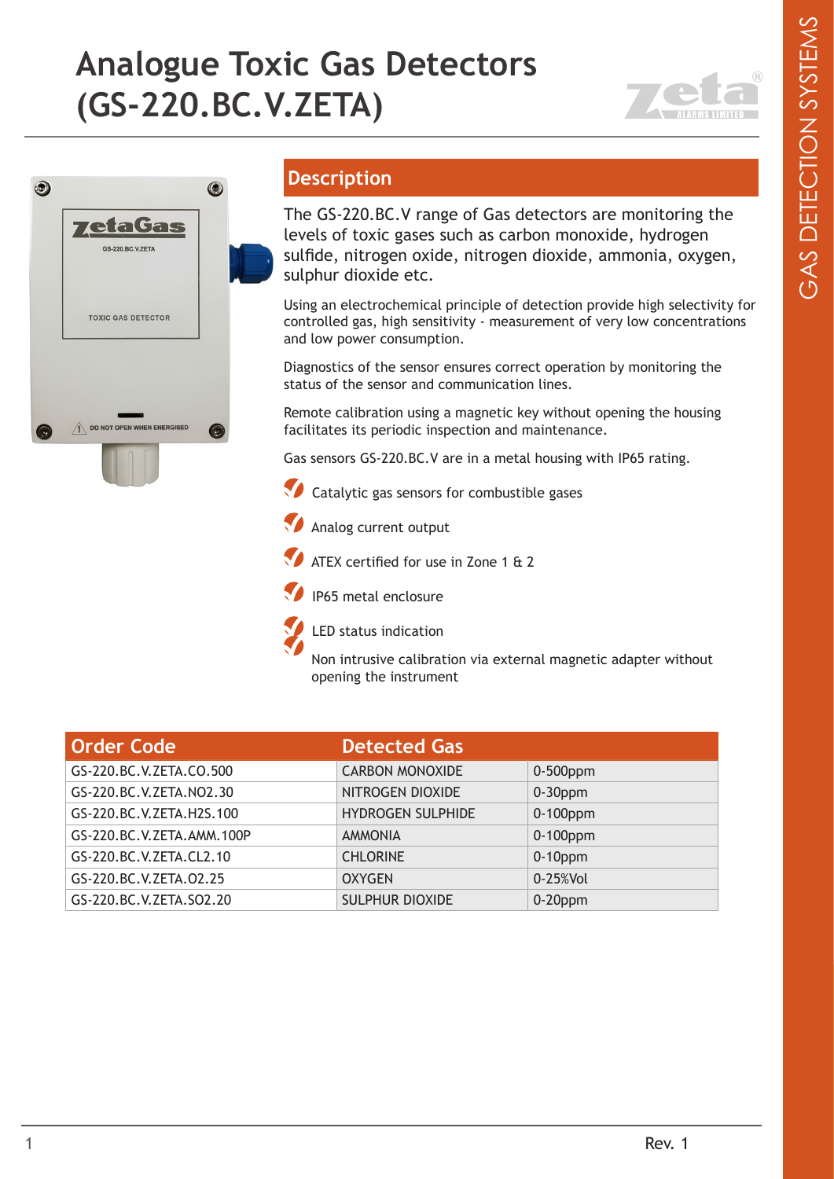# Analogue Toxic Gas Detectors (GS-220.BC.V.ZETA)

## Description

The GS-220.BC.V range of Gas detectors are monitoring the levels of toxic gases such as carbon monoxide, hydrogen sulfide, nitrogen oxide, nitrogen dioxide, ammonia, oxygen, sulphur dioxide etc.

Using an electrochemical principle of detection provide high selectivity for controlled gas, high sensitivity - measurement of very low concentrations and low power consumption.

Diagnostics of the sensor ensures correct operation by monitoring the status of the sensor and communication lines.

Remote calibration using a magnetic key without opening the housing facilitates its periodic inspection and maintenance.

Gas sensors GS-220.BC.V are in a metal housing with IP65 rating.

- Catalytic gas sensors for combustible gases
- Analog current output
- ATEX certified for use in Zone 1 & 2
- IP65 metal enclosure
- LED status indication
- Non intrusive calibration via external magnetic adapter without opening the instrument

| Order Code | Detected Gas | |
|---|---|---|
| GS-220.BC.V.ZETA.CO.500 | CARBON MONOXIDE | 0-500ppm |
| GS-220.BC.V.ZETA.NO2.30 | NITROGEN DIOXIDE | 0-30ppm |
| GS-220.BC.V.ZETA.H2S.100 | HYDROGEN SULPHIDE | 0-100ppm |
| GS-220.BC.V.ZETA.AMM.100P | AMMONIA | 0-100ppm |
| GS-220.BC.V.ZETA.CL2.10 | CHLORINE | 0-10ppm |
| GS-220.BC.V.ZETA.O2.25 | OXYGEN | 0-25%Vol |
| GS-220.BC.V.ZETA.SO2.20 | SULPHUR DIOXIDE | 0-20ppm |

Rev. 1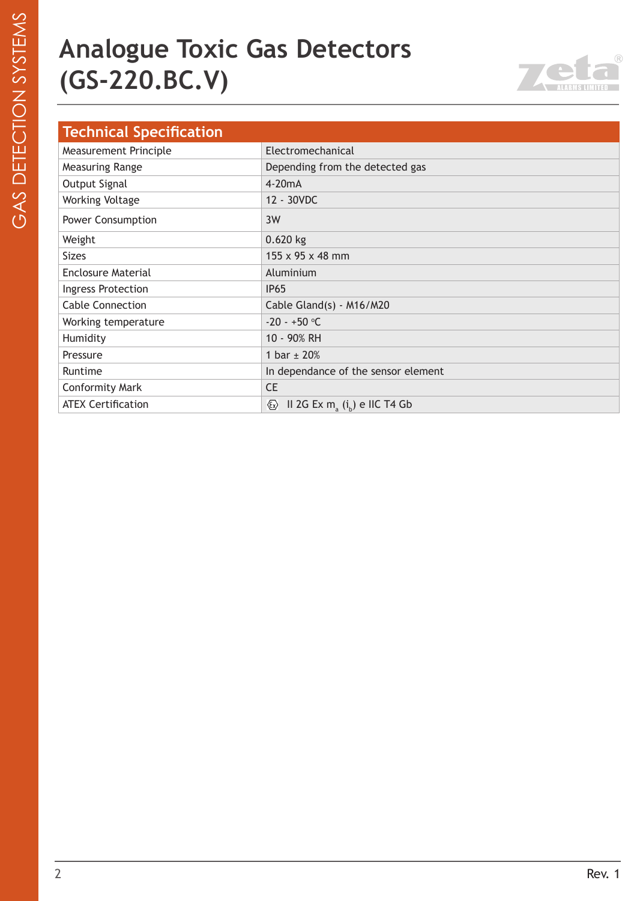# Analogue Toxic Gas Detectors (GS-220.BC.V)

## Technical Specification

| | |
|---|---|
| Measurement Principle | Electromechanical |
| Measuring Range | Depending from the detected gas |
| Output Signal | 4-20mA |
| Working Voltage | 12 - 30VDC |
| Power Consumption | 3W |
| Weight | 0.620 kg |
| Sizes | 155 x 95 x 48 mm |
| Enclosure Material | Aluminium |
| Ingress Protection | IP65 |
| Cable Connection | Cable Gland(s) - M16/M20 |
| Working temperature | -20 - +50 °C |
| Humidity | 10 - 90% RH |
| Pressure | 1 bar ± 20% |
| Runtime | In dependance of the sensor element |
| Conformity Mark | CE |
| ATEX Certification | Ex II 2G Ex $m_a$ ($i_b$) e IIC T4 Gb |